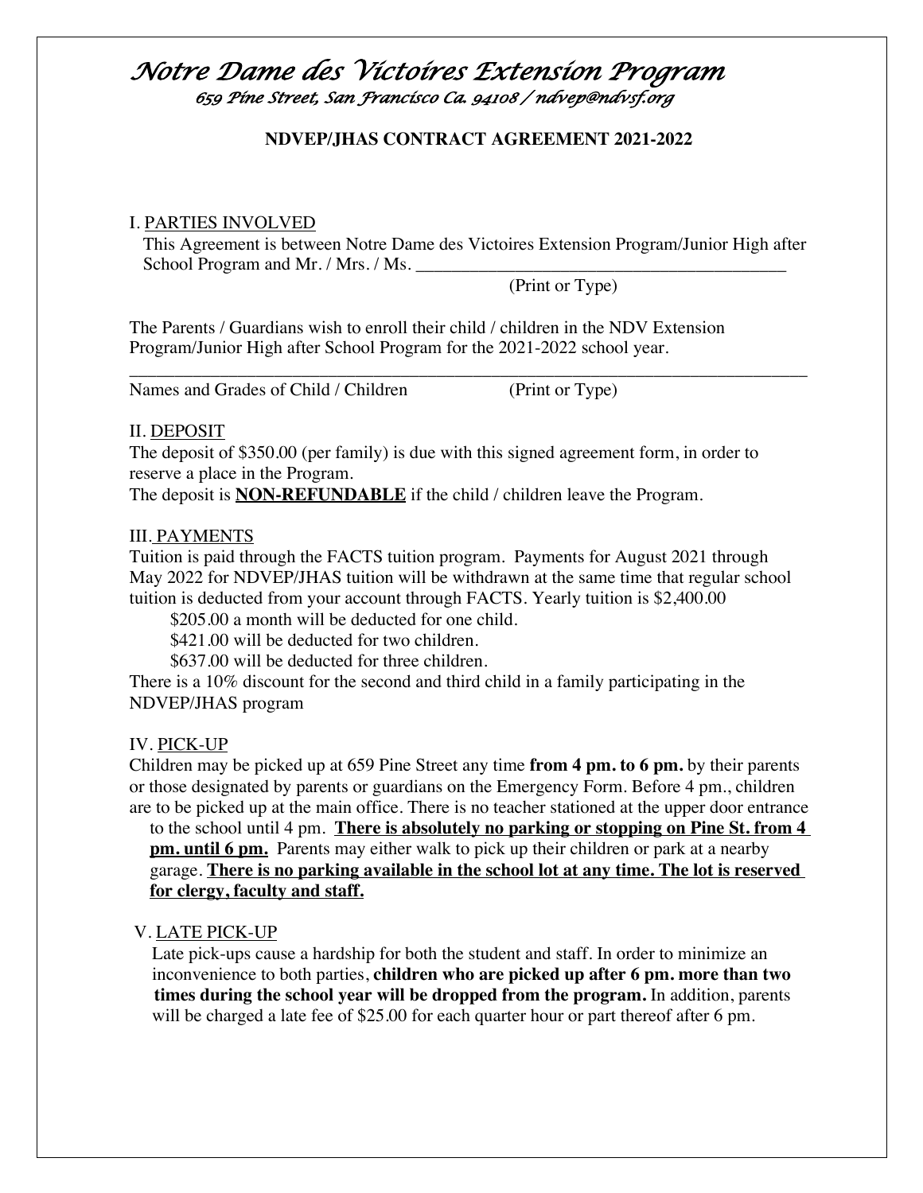# *Notre Dame des Victoires Extension Program*

*659 Pine Street, San Francisco Ca. 94108 / ndvep@ndvsf.org*

**NDVEP/JHAS CONTRACT AGREEMENT 2021-2022**

## I. PARTIES INVOLVED

This Agreement is between Notre Dame des Victoires Extension Program/Junior High after School Program and Mr. / Mrs. / Ms. ___________________________________________

(Print or Type)

The Parents / Guardians wish to enroll their child / children in the NDV Extension Program/Junior High after School Program for the 2021-2022 school year.

_______________________________________________________________________________

Names and Grades of Child / Children (Print or Type)

## II. DEPOSIT

The deposit of $350.00 (per family) is due with this signed agreement form, in order to reserve a place in the Program.

The deposit is **NON-REFUNDABLE** if the child / children leave the Program.

## III. PAYMENTS

Tuition is paid through the FACTS tuition program. Payments for August 2021 through May 2022 for NDVEP/JHAS tuition will be withdrawn at the same time that regular school tuition is deducted from your account through FACTS. Yearly tuition is $2,400.00

- $205.00 a month will be deducted for one child.
- $421.00 will be deducted for two children.
- $637.00 will be deducted for three children.

There is a 10% discount for the second and third child in a family participating in the NDVEP/JHAS program

## IV. PICK-UP

Children may be picked up at 659 Pine Street any time **from 4 pm. to 6 pm.** by their parents or those designated by parents or guardians on the Emergency Form. Before 4 pm., children are to be picked up at the main office. There is no teacher stationed at the upper door entrance to the school until 4 pm. **There is absolutely no parking or stopping on Pine St. from 4 pm. until 6 pm.** Parents may either walk to pick up their children or park at a nearby garage. **There is no parking available in the school lot at any time. The lot is reserved for clergy, faculty and staff.**

## V. LATE PICK-UP

Late pick-ups cause a hardship for both the student and staff. In order to minimize an inconvenience to both parties, **children who are picked up after 6 pm. more than two times during the school year will be dropped from the program.** In addition, parents will be charged a late fee of $25.00 for each quarter hour or part thereof after 6 pm.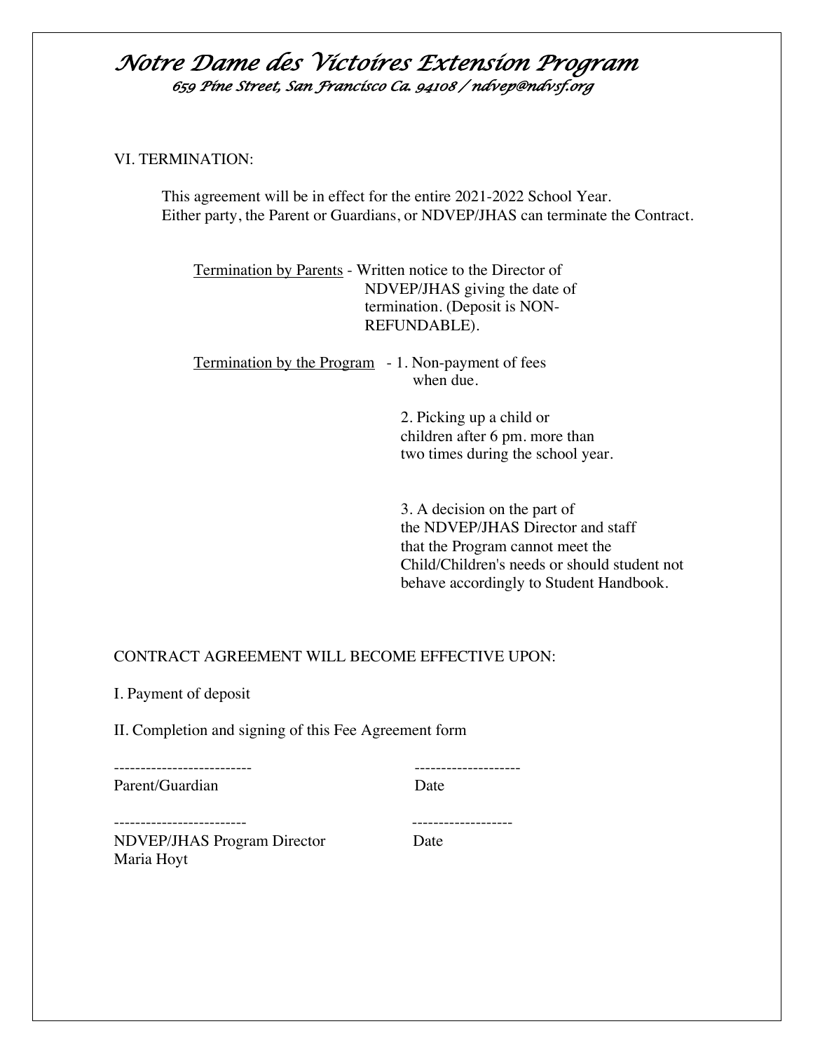# *Notre Dame des Victoires Extension Program*

*659 Pine Street, San Francisco Ca. 94108 / ndvep@ndvsf.org*

VI. TERMINATION:

This agreement will be in effect for the entire 2021-2022 School Year.
Either party, the Parent or Guardians, or NDVEP/JHAS can terminate the Contract.

Termination by Parents - Written notice to the Director of NDVEP/JHAS giving the date of termination. (Deposit is NON-REFUNDABLE).

Termination by the Program - 1. Non-payment of fees when due.

2. Picking up a child or children after 6 pm. more than two times during the school year.

3. A decision on the part of the NDVEP/JHAS Director and staff that the Program cannot meet the Child/Children's needs or should student not behave accordingly to Student Handbook.

CONTRACT AGREEMENT WILL BECOME EFFECTIVE UPON:

I. Payment of deposit

II. Completion and signing of this Fee Agreement form

-------------------------- --------------------

Parent/Guardian Date

------------------------- -------------------

NDVEP/JHAS Program Director Date
Maria Hoyt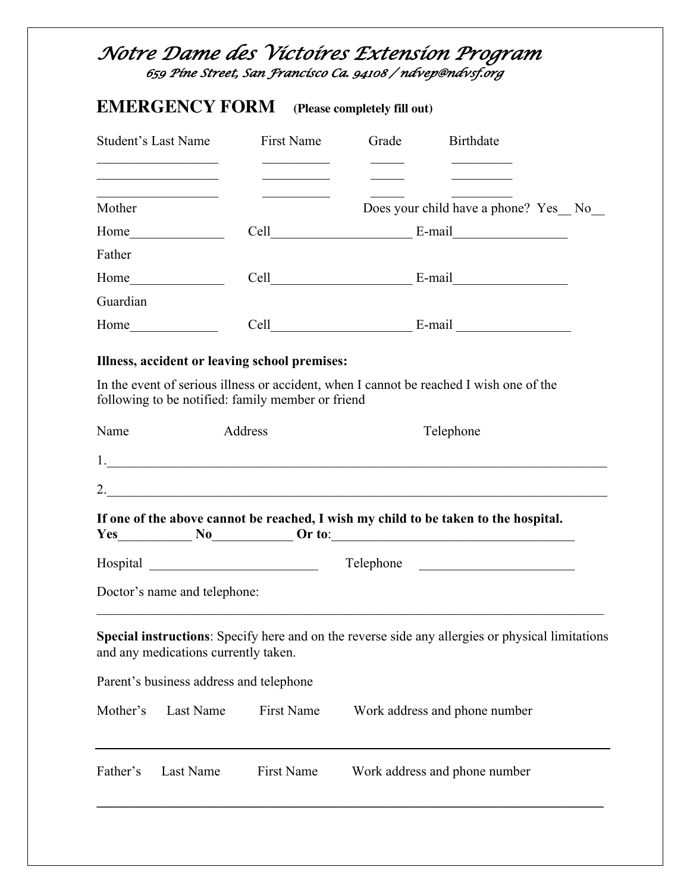# *Notre Dame des Victoires Extension Program*

*659 Pine Street, San Francisco Ca. 94108 / ndvep@ndvsf.org*

## EMERGENCY FORM **(Please completely fill out)**

| Student's Last Name | First Name | Grade | Birthdate |
|---|---|---|---|
| __________________ | __________ | _____ | _________ |
| __________________ | __________ | _____ | _________ |
| __________________ | __________ | _____ | _________ |

Mother Does your child have a phone? Yes__ No__

Home______________ Cell_____________________ E-mail_________________

Father

Home______________ Cell_____________________ E-mail_________________

Guardian

Home_____________ Cell_____________________ E-mail _________________

**Illness, accident or leaving school premises:**

In the event of serious illness or accident, when I cannot be reached I wish one of the following to be notified: family member or friend

Name Address Telephone

1.____________________________________________________________________________

2.____________________________________________________________________________

**If one of the above cannot be reached, I wish my child to be taken to the hospital.**
**Yes**___________ **No**____________ **Or to**:_____________________________________

Hospital _________________________ Telephone _______________________

Doctor's name and telephone:

_____________________________________________________________________________

**Special instructions**: Specify here and on the reverse side any allergies or physical limitations and any medications currently taken.

Parent's business address and telephone

Mother's Last Name First Name Work address and phone number

_____________________________________________________________________________

Father's Last Name First Name Work address and phone number

_____________________________________________________________________________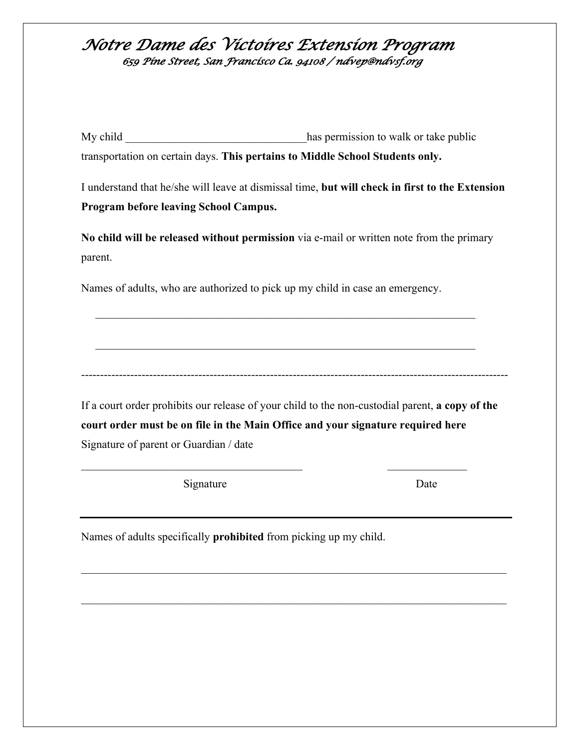# *Notre Dame des Victoires Extension Program*

*659 Pine Street, San Francisco Ca. 94108 / ndvep@ndvsf.org*

My child \_\_\_\_\_\_\_\_\_\_\_\_\_\_\_\_\_\_\_\_\_\_\_\_\_\_\_\_\_\_\_\_has permission to walk or take public transportation on certain days. **This pertains to Middle School Students only.**

I understand that he/she will leave at dismissal time, **but will check in first to the Extension Program before leaving School Campus.**

**No child will be released without permission** via e-mail or written note from the primary parent.

Names of adults, who are authorized to pick up my child in case an emergency.

\_\_\_\_\_\_\_\_\_\_\_\_\_\_\_\_\_\_\_\_\_\_\_\_\_\_\_\_\_\_\_\_\_\_\_\_\_\_\_\_\_\_\_\_\_\_\_\_\_\_\_\_\_\_\_\_\_\_\_\_\_\_\_\_\_\_\_\_\_\_

\_\_\_\_\_\_\_\_\_\_\_\_\_\_\_\_\_\_\_\_\_\_\_\_\_\_\_\_\_\_\_\_\_\_\_\_\_\_\_\_\_\_\_\_\_\_\_\_\_\_\_\_\_\_\_\_\_\_\_\_\_\_\_\_\_\_\_\_\_\_

---

If a court order prohibits our release of your child to the non-custodial parent, **a copy of the court order must be on file in the Main Office and your signature required here**
Signature of parent or Guardian / date

\_\_\_\_\_\_\_\_\_\_\_\_\_\_\_\_\_\_\_\_\_\_\_\_\_\_\_\_\_\_\_\_\_\_\_\_\_\_\_\_ \_\_\_\_\_\_\_\_\_\_\_\_\_\_

Signature Date

---

Names of adults specifically **prohibited** from picking up my child.

\_\_\_\_\_\_\_\_\_\_\_\_\_\_\_\_\_\_\_\_\_\_\_\_\_\_\_\_\_\_\_\_\_\_\_\_\_\_\_\_\_\_\_\_\_\_\_\_\_\_\_\_\_\_\_\_\_\_\_\_\_\_\_\_\_\_\_\_\_\_\_\_\_\_

\_\_\_\_\_\_\_\_\_\_\_\_\_\_\_\_\_\_\_\_\_\_\_\_\_\_\_\_\_\_\_\_\_\_\_\_\_\_\_\_\_\_\_\_\_\_\_\_\_\_\_\_\_\_\_\_\_\_\_\_\_\_\_\_\_\_\_\_\_\_\_\_\_\_